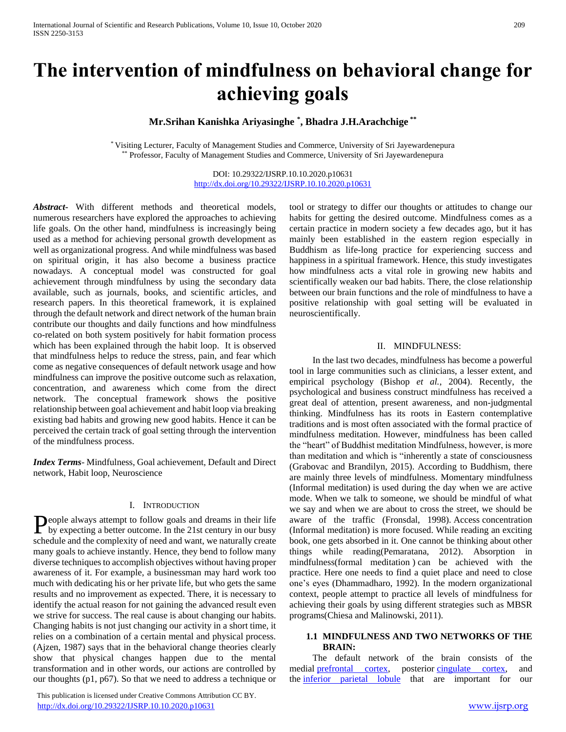# The intervention of mindfulness on behavioral change for achieving goals

**Mr.Srihan Kanishka Ariyasinghe [*], Bhadra J.H.Arachchige [**]**

[*] Visiting Lecturer, Faculty of Management Studies and Commerce, University of Sri Jayewardenepura
[**] Professor, Faculty of Management Studies and Commerce, University of Sri Jayewardenepura

DOI: 10.29322/IJSRP.10.10.2020.p10631
http://dx.doi.org/10.29322/IJSRP.10.10.2020.p10631

***Abstract*-** With different methods and theoretical models, numerous researchers have explored the approaches to achieving life goals. On the other hand, mindfulness is increasingly being used as a method for achieving personal growth development as well as organizational progress. And while mindfulness was based on spiritual origin, it has also become a business practice nowadays. A conceptual model was constructed for goal achievement through mindfulness by using the secondary data available, such as journals, books, and scientific articles, and research papers. In this theoretical framework, it is explained through the default network and direct network of the human brain contribute our thoughts and daily functions and how mindfulness co-related on both system positively for habit formation process which has been explained through the habit loop. It is observed that mindfulness helps to reduce the stress, pain, and fear which come as negative consequences of default network usage and how mindfulness can improve the positive outcome such as relaxation, concentration, and awareness which come from the direct network. The conceptual framework shows the positive relationship between goal achievement and habit loop via breaking existing bad habits and growing new good habits. Hence it can be perceived the certain track of goal setting through the intervention of the mindfulness process.

***Index Terms***- Mindfulness, Goal achievement, Default and Direct network, Habit loop, Neuroscience

## I. Introduction

People always attempt to follow goals and dreams in their life by expecting a better outcome. In the 21st century in our busy schedule and the complexity of need and want, we naturally create many goals to achieve instantly. Hence, they bend to follow many diverse techniques to accomplish objectives without having proper awareness of it. For example, a businessman may hard work too much with dedicating his or her private life, but who gets the same results and no improvement as expected. There, it is necessary to identify the actual reason for not gaining the advanced result even we strive for success. The real cause is about changing our habits. Changing habits is not just changing our activity in a short time, it relies on a combination of a certain mental and physical process. (Ajzen, 1987) says that in the behavioral change theories clearly show that physical changes happen due to the mental transformation and in other words, our actions are controlled by our thoughts (p1, p67). So that we need to address a technique or tool or strategy to differ our thoughts or attitudes to change our habits for getting the desired outcome. Mindfulness comes as a certain practice in modern society a few decades ago, but it has mainly been established in the eastern region especially in Buddhism as life-long practice for experiencing success and happiness in a spiritual framework. Hence, this study investigates how mindfulness acts a vital role in growing new habits and scientifically weaken our bad habits. There, the close relationship between our brain functions and the role of mindfulness to have a positive relationship with goal setting will be evaluated in neuroscientifically.

## II. Mindfulness:

In the last two decades, mindfulness has become a powerful tool in large communities such as clinicians, a lesser extent, and empirical psychology (Bishop *et al.*, 2004). Recently, the psychological and business construct mindfulness has received a great deal of attention, present awareness, and non-judgmental thinking. Mindfulness has its roots in Eastern contemplative traditions and is most often associated with the formal practice of mindfulness meditation. However, mindfulness has been called the "heart" of Buddhist meditation Mindfulness, however, is more than meditation and which is "inherently a state of consciousness (Grabovac and Brandilyn, 2015). According to Buddhism, there are mainly three levels of mindfulness. Momentary mindfulness (Informal meditation) is used during the day when we are active mode. When we talk to someone, we should be mindful of what we say and when we are about to cross the street, we should be aware of the traffic (Fronsdal, 1998). Access concentration (Informal meditation) is more focused. While reading an exciting book, one gets absorbed in it. One cannot be thinking about other things while reading(Pemaratana, 2012). Absorption in mindfulness(formal meditation ) can be achieved with the practice. Here one needs to find a quiet place and need to close one's eyes (Dhammadharo, 1992). In the modern organizational context, people attempt to practice all levels of mindfulness for achieving their goals by using different strategies such as MBSR programs(Chiesa and Malinowski, 2011).

### 1.1 MINDFULNESS AND TWO NETWORKS OF THE BRAIN:

The default network of the brain consists of the medial prefrontal cortex, posterior cingulate cortex, and the inferior parietal lobule that are important for our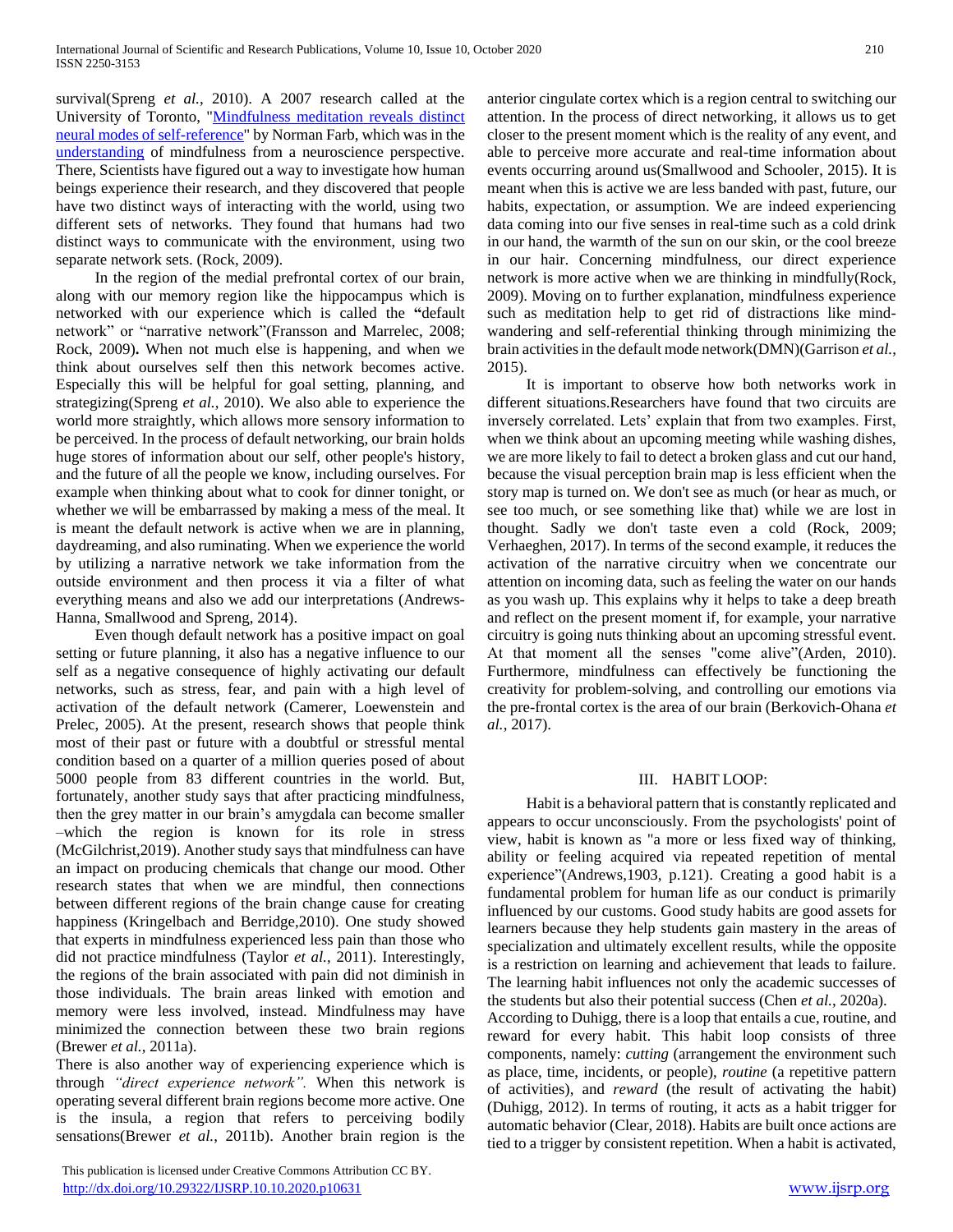survival(Spreng *et al.,* 2010). A 2007 research called at the University of Toronto, "Mindfulness meditation reveals distinct neural modes of self-reference" by Norman Farb, which was in the understanding of mindfulness from a neuroscience perspective. There, Scientists have figured out a way to investigate how human beings experience their research, and they discovered that people have two distinct ways of interacting with the world, using two different sets of networks. They found that humans had two distinct ways to communicate with the environment, using two separate network sets. (Rock, 2009).

In the region of the medial prefrontal cortex of our brain, along with our memory region like the hippocampus which is networked with our experience which is called the **"**default network" or "narrative network"(Fransson and Marrelec, 2008; Rock, 2009)**.** When not much else is happening, and when we think about ourselves self then this network becomes active. Especially this will be helpful for goal setting, planning, and strategizing(Spreng *et al.,* 2010). We also able to experience the world more straightly, which allows more sensory information to be perceived. In the process of default networking, our brain holds huge stores of information about our self, other people's history, and the future of all the people we know, including ourselves. For example when thinking about what to cook for dinner tonight, or whether we will be embarrassed by making a mess of the meal. It is meant the default network is active when we are in planning, daydreaming, and also ruminating. When we experience the world by utilizing a narrative network we take information from the outside environment and then process it via a filter of what everything means and also we add our interpretations (Andrews-Hanna, Smallwood and Spreng, 2014).

Even though default network has a positive impact on goal setting or future planning, it also has a negative influence to our self as a negative consequence of highly activating our default networks, such as stress, fear, and pain with a high level of activation of the default network (Camerer, Loewenstein and Prelec, 2005). At the present, research shows that people think most of their past or future with a doubtful or stressful mental condition based on a quarter of a million queries posed of about 5000 people from 83 different countries in the world. But, fortunately, another study says that after practicing mindfulness, then the grey matter in our brain's amygdala can become smaller –which the region is known for its role in stress (McGilchrist,2019). Another study says that mindfulness can have an impact on producing chemicals that change our mood. Other research states that when we are mindful, then connections between different regions of the brain change cause for creating happiness (Kringelbach and Berridge,2010). One study showed that experts in mindfulness experienced less pain than those who did not practice mindfulness (Taylor *et al.,* 2011). Interestingly, the regions of the brain associated with pain did not diminish in those individuals. The brain areas linked with emotion and memory were less involved, instead. Mindfulness may have minimized the connection between these two brain regions (Brewer *et al.,* 2011a).

There is also another way of experiencing experience which is through *"direct experience network".* When this network is operating several different brain regions become more active. One is the insula, a region that refers to perceiving bodily sensations(Brewer *et al.,* 2011b). Another brain region is the anterior cingulate cortex which is a region central to switching our attention. In the process of direct networking, it allows us to get closer to the present moment which is the reality of any event, and able to perceive more accurate and real-time information about events occurring around us(Smallwood and Schooler, 2015). It is meant when this is active we are less banded with past, future, our habits, expectation, or assumption. We are indeed experiencing data coming into our five senses in real-time such as a cold drink in our hand, the warmth of the sun on our skin, or the cool breeze in our hair. Concerning mindfulness, our direct experience network is more active when we are thinking in mindfully(Rock, 2009). Moving on to further explanation, mindfulness experience such as meditation help to get rid of distractions like mind-wandering and self-referential thinking through minimizing the brain activities in the default mode network(DMN)(Garrison *et al.,* 2015).

It is important to observe how both networks work in different situations.Researchers have found that two circuits are inversely correlated. Lets' explain that from two examples. First, when we think about an upcoming meeting while washing dishes, we are more likely to fail to detect a broken glass and cut our hand, because the visual perception brain map is less efficient when the story map is turned on. We don't see as much (or hear as much, or see too much, or see something like that) while we are lost in thought. Sadly we don't taste even a cold (Rock, 2009; Verhaeghen, 2017). In terms of the second example, it reduces the activation of the narrative circuitry when we concentrate our attention on incoming data, such as feeling the water on our hands as you wash up. This explains why it helps to take a deep breath and reflect on the present moment if, for example, your narrative circuitry is going nuts thinking about an upcoming stressful event. At that moment all the senses "come alive"(Arden, 2010). Furthermore, mindfulness can effectively be functioning the creativity for problem-solving, and controlling our emotions via the pre-frontal cortex is the area of our brain (Berkovich-Ohana *et al.,* 2017).

## III. HABIT LOOP:

Habit is a behavioral pattern that is constantly replicated and appears to occur unconsciously. From the psychologists' point of view, habit is known as "a more or less fixed way of thinking, ability or feeling acquired via repeated repetition of mental experience"(Andrews,1903, p.121). Creating a good habit is a fundamental problem for human life as our conduct is primarily influenced by our customs. Good study habits are good assets for learners because they help students gain mastery in the areas of specialization and ultimately excellent results, while the opposite is a restriction on learning and achievement that leads to failure. The learning habit influences not only the academic successes of the students but also their potential success (Chen *et al.,* 2020a). According to Duhigg, there is a loop that entails a cue, routine, and reward for every habit. This habit loop consists of three components, namely: *cutting* (arrangement the environment such as place, time, incidents, or people), *routine* (a repetitive pattern of activities), and *reward* (the result of activating the habit) (Duhigg, 2012). In terms of routing, it acts as a habit trigger for automatic behavior (Clear, 2018). Habits are built once actions are tied to a trigger by consistent repetition. When a habit is activated,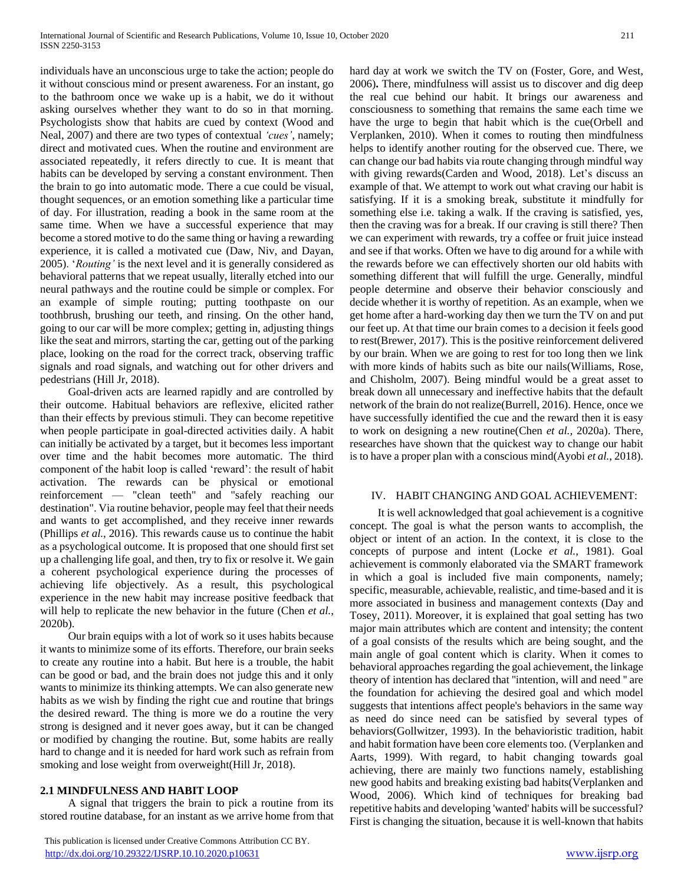individuals have an unconscious urge to take the action; people do it without conscious mind or present awareness. For an instant, go to the bathroom once we wake up is a habit, we do it without asking ourselves whether they want to do so in that morning. Psychologists show that habits are cued by context (Wood and Neal, 2007) and there are two types of contextual *'cues'*, namely; direct and motivated cues. When the routine and environment are associated repeatedly, it refers directly to cue. It is meant that habits can be developed by serving a constant environment. Then the brain to go into automatic mode. There a cue could be visual, thought sequences, or an emotion something like a particular time of day. For illustration, reading a book in the same room at the same time. When we have a successful experience that may become a stored motive to do the same thing or having a rewarding experience, it is called a motivated cue (Daw, Niv, and Dayan, 2005). '*Routing'* is the next level and it is generally considered as behavioral patterns that we repeat usually, literally etched into our neural pathways and the routine could be simple or complex. For an example of simple routing; putting toothpaste on our toothbrush, brushing our teeth, and rinsing. On the other hand, going to our car will be more complex; getting in, adjusting things like the seat and mirrors, starting the car, getting out of the parking place, looking on the road for the correct track, observing traffic signals and road signals, and watching out for other drivers and pedestrians (Hill Jr, 2018).

Goal-driven acts are learned rapidly and are controlled by their outcome. Habitual behaviors are reflexive, elicited rather than their effects by previous stimuli. They can become repetitive when people participate in goal-directed activities daily. A habit can initially be activated by a target, but it becomes less important over time and the habit becomes more automatic. The third component of the habit loop is called 'reward': the result of habit activation. The rewards can be physical or emotional reinforcement — "clean teeth" and "safely reaching our destination". Via routine behavior, people may feel that their needs and wants to get accomplished, and they receive inner rewards (Phillips *et al.*, 2016). This rewards cause us to continue the habit as a psychological outcome. It is proposed that one should first set up a challenging life goal, and then, try to fix or resolve it. We gain a coherent psychological experience during the processes of achieving life objectively. As a result, this psychological experience in the new habit may increase positive feedback that will help to replicate the new behavior in the future (Chen *et al.*, 2020b).

Our brain equips with a lot of work so it uses habits because it wants to minimize some of its efforts. Therefore, our brain seeks to create any routine into a habit. But here is a trouble, the habit can be good or bad, and the brain does not judge this and it only wants to minimize its thinking attempts. We can also generate new habits as we wish by finding the right cue and routine that brings the desired reward. The thing is more we do a routine the very strong is designed and it never goes away, but it can be changed or modified by changing the routine. But, some habits are really hard to change and it is needed for hard work such as refrain from smoking and lose weight from overweight(Hill Jr, 2018).

## 2.1 MINDFULNESS AND HABIT LOOP

A signal that triggers the brain to pick a routine from its stored routine database, for an instant as we arrive home from that hard day at work we switch the TV on (Foster, Gore, and West, 2006)**.** There, mindfulness will assist us to discover and dig deep the real cue behind our habit. It brings our awareness and consciousness to something that remains the same each time we have the urge to begin that habit which is the cue(Orbell and Verplanken, 2010). When it comes to routing then mindfulness helps to identify another routing for the observed cue. There, we can change our bad habits via route changing through mindful way with giving rewards(Carden and Wood, 2018). Let's discuss an example of that. We attempt to work out what craving our habit is satisfying. If it is a smoking break, substitute it mindfully for something else i.e. taking a walk. If the craving is satisfied, yes, then the craving was for a break. If our craving is still there? Then we can experiment with rewards, try a coffee or fruit juice instead and see if that works. Often we have to dig around for a while with the rewards before we can effectively shorten our old habits with something different that will fulfill the urge. Generally, mindful people determine and observe their behavior consciously and decide whether it is worthy of repetition. As an example, when we get home after a hard-working day then we turn the TV on and put our feet up. At that time our brain comes to a decision it feels good to rest(Brewer, 2017). This is the positive reinforcement delivered by our brain. When we are going to rest for too long then we link with more kinds of habits such as bite our nails(Williams, Rose, and Chisholm, 2007). Being mindful would be a great asset to break down all unnecessary and ineffective habits that the default network of the brain do not realize(Burrell, 2016). Hence, once we have successfully identified the cue and the reward then it is easy to work on designing a new routine(Chen *et al.,* 2020a). There, researches have shown that the quickest way to change our habit is to have a proper plan with a conscious mind(Ayobi *et al.*, 2018).

## IV. HABIT CHANGING AND GOAL ACHIEVEMENT:

It is well acknowledged that goal achievement is a cognitive concept. The goal is what the person wants to accomplish, the object or intent of an action. In the context, it is close to the concepts of purpose and intent (Locke *et al.*, 1981). Goal achievement is commonly elaborated via the SMART framework in which a goal is included five main components, namely; specific, measurable, achievable, realistic, and time-based and it is more associated in business and management contexts (Day and Tosey, 2011). Moreover, it is explained that goal setting has two major main attributes which are content and intensity; the content of a goal consists of the results which are being sought, and the main angle of goal content which is clarity. When it comes to behavioral approaches regarding the goal achievement, the linkage theory of intention has declared that "intention, will and need " are the foundation for achieving the desired goal and which model suggests that intentions affect people's behaviors in the same way as need do since need can be satisfied by several types of behaviors(Gollwitzer, 1993). In the behavioristic tradition, habit and habit formation have been core elements too. (Verplanken and Aarts, 1999). With regard, to habit changing towards goal achieving, there are mainly two functions namely, establishing new good habits and breaking existing bad habits(Verplanken and Wood, 2006). Which kind of techniques for breaking bad repetitive habits and developing 'wanted' habits will be successful? First is changing the situation, because it is well-known that habits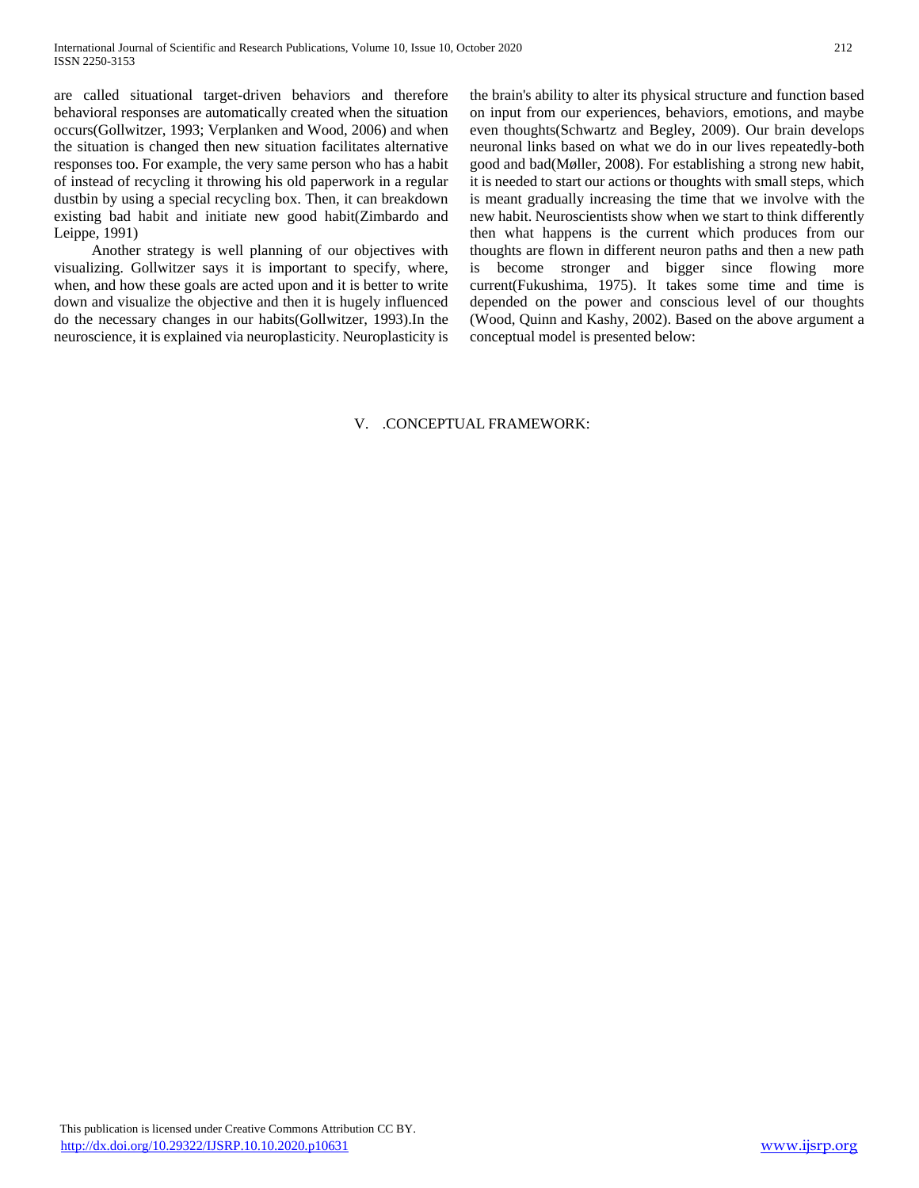are called situational target-driven behaviors and therefore behavioral responses are automatically created when the situation occurs(Gollwitzer, 1993; Verplanken and Wood, 2006) and when the situation is changed then new situation facilitates alternative responses too. For example, the very same person who has a habit of instead of recycling it throwing his old paperwork in a regular dustbin by using a special recycling box. Then, it can breakdown existing bad habit and initiate new good habit(Zimbardo and Leippe, 1991)

Another strategy is well planning of our objectives with visualizing. Gollwitzer says it is important to specify, where, when, and how these goals are acted upon and it is better to write down and visualize the objective and then it is hugely influenced do the necessary changes in our habits(Gollwitzer, 1993).In the neuroscience, it is explained via neuroplasticity. Neuroplasticity is the brain's ability to alter its physical structure and function based on input from our experiences, behaviors, emotions, and maybe even thoughts(Schwartz and Begley, 2009). Our brain develops neuronal links based on what we do in our lives repeatedly-both good and bad(Møller, 2008). For establishing a strong new habit, it is needed to start our actions or thoughts with small steps, which is meant gradually increasing the time that we involve with the new habit. Neuroscientists show when we start to think differently then what happens is the current which produces from our thoughts are flown in different neuron paths and then a new path is become stronger and bigger since flowing more current(Fukushima, 1975). It takes some time and time is depended on the power and conscious level of our thoughts (Wood, Quinn and Kashy, 2002). Based on the above argument a conceptual model is presented below:

## V. .CONCEPTUAL FRAMEWORK: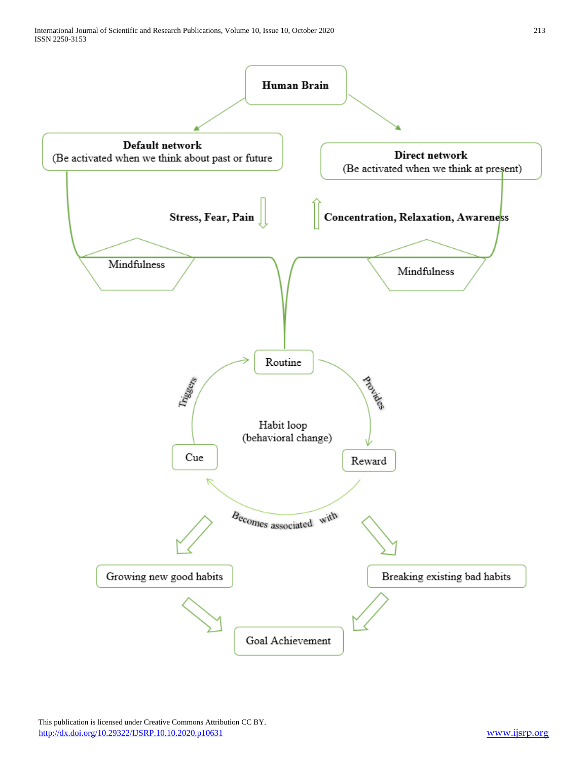**Human Brain**

**Default network**
(Be activated when we think about past or future

**Direct network**
(Be activated when we think at present)

**Stress, Fear, Pain**

**Concentration, Relaxation, Awareness**

Mindfulness

Mindfulness

Routine

Triggers

Provides

Habit loop
(behavioral change)

Cue

Reward

Becomes associated with

Growing new good habits

Breaking existing bad habits

Goal Achievement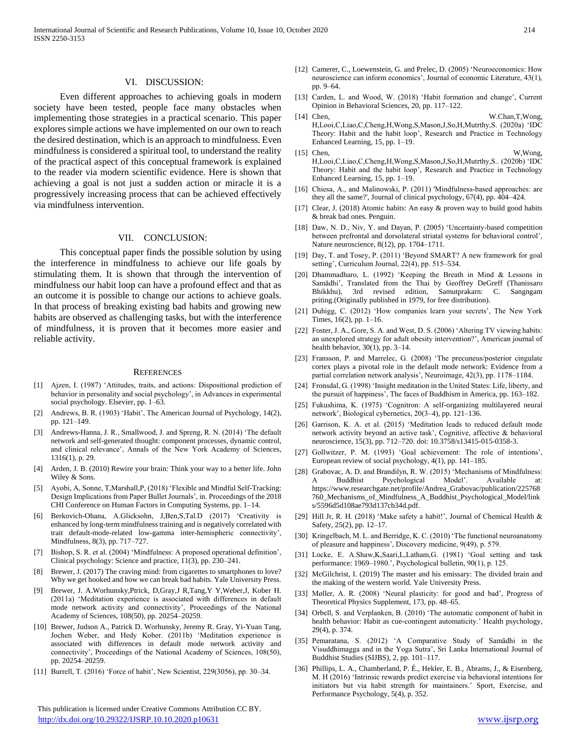## VI. DISCUSSION:

Even different approaches to achieving goals in modern society have been tested, people face many obstacles when implementing those strategies in a practical scenario. This paper explores simple actions we have implemented on our own to reach the desired destination, which is an approach to mindfulness. Even mindfulness is considered a spiritual tool, to understand the reality of the practical aspect of this conceptual framework is explained to the reader via modern scientific evidence. Here is shown that achieving a goal is not just a sudden action or miracle it is a progressively increasing process that can be achieved effectively via mindfulness intervention.

## VII. CONCLUSION:

This conceptual paper finds the possible solution by using the interference in mindfulness to achieve our life goals by stimulating them. It is shown that through the intervention of mindfulness our habit loop can have a profound effect and that as an outcome it is possible to change our actions to achieve goals. In that process of breaking existing bad habits and growing new habits are observed as challenging tasks, but with the interference of mindfulness, it is proven that it becomes more easier and reliable activity.

## REFERENCES

[1] Ajzen, I. (1987) 'Attitudes, traits, and actions: Dispositional prediction of behavior in personality and social psychology', in Advances in experimental social psychology. Elsevier, pp. 1–63.

[2] Andrews, B. R. (1903) 'Habit', The American Journal of Psychology, 14(2), pp. 121–149.

[3] Andrews-Hanna, J. R., Smallwood, J. and Spreng, R. N. (2014) 'The default network and self-generated thought: component processes, dynamic control, and clinical relevance', Annals of the New York Academy of Sciences, 1316(1), p. 29.

[4] Arden, J. B. (2010) Rewire your brain: Think your way to a better life. John Wiley & Sons.

[5] Ayobi, A, Sonne, T,Marshall,P, (2018) 'Flexible and Mindful Self-Tracking: Design Implications from Paper Bullet Journals', in. Proceedings of the 2018 CHI Conference on Human Factors in Computing Systems, pp. 1–14.

[6] Berkovich-Ohana, A.Glicksohn, J,Ben,S,Tal.D (2017) 'Creativity is enhanced by long-term mindfulness training and is negatively correlated with trait default-mode-related low-gamma inter-hemispheric connectivity', Mindfulness, 8(3), pp. 717–727.

[7] Bishop, S. R. et al. (2004) 'Mindfulness: A proposed operational definition', Clinical psychology: Science and practice, 11(3), pp. 230–241.

[8] Brewer, J. (2017) The craving mind: from cigarettes to smartphones to love? Why we get hooked and how we can break bad habits. Yale University Press.

[9] Brewer, J. A.Worhunsky,Ptrick, D,Gray,J R,Tang,Y Y,Weber,J, Kober H. (2011a) 'Meditation experience is associated with differences in default mode network activity and connectivity', Proceedings of the National Academy of Sciences, 108(50), pp. 20254–20259.

[10] Brewer, Judson A., Patrick D. Worhunsky, Jeremy R. Gray, Yi-Yuan Tang, Jochen Weber, and Hedy Kober. (2011b) 'Meditation experience is associated with differences in default mode network activity and connectivity', Proceedings of the National Academy of Sciences, 108(50), pp. 20254–20259.

[11] Burrell, T. (2016) 'Force of habit', New Scientist, 229(3056), pp. 30–34.

[12] Camerer, C., Loewenstein, G. and Prelec, D. (2005) 'Neuroeconomics: How neuroscience can inform economics', Journal of economic Literature, 43(1), pp. 9–64.

[13] Carden, L. and Wood, W. (2018) 'Habit formation and change', Current Opinion in Behavioral Sciences, 20, pp. 117–122.

[14] Chen, W.Chan,T,Wong, H,Looi,C,Liao,C,Cheng,H,Wong,S,Mason,J,So,H,Mutrthy,S. (2020a) 'IDC Theory: Habit and the habit loop', Research and Practice in Technology Enhanced Learning, 15, pp. 1–19.

[15] Chen, W,Wong, H,Looi,C,Liao,C,Cheng,H,Wong,S,Mason,J,So,H,Mutrthy,S.. (2020b) 'IDC Theory: Habit and the habit loop', Research and Practice in Technology Enhanced Learning, 15, pp. 1–19.

[16] Chiesa, A., and Malinowski, P. (2011) 'Mindfulness-based approaches: are they all the same?', Journal of clinical psychology, 67(4), pp. 404–424.

[17] Clear, J. (2018) Atomic habits: An easy & proven way to build good habits & break bad ones. Penguin.

[18] Daw, N. D., Niv, Y. and Dayan, P. (2005) 'Uncertainty-based competition between prefrontal and dorsolateral striatal systems for behavioral control', Nature neuroscience, 8(12), pp. 1704–1711.

[19] Day, T. and Tosey, P. (2011) 'Beyond SMART? A new framework for goal setting', Curriculum Journal, 22(4), pp. 515–534.

[20] Dhammadharo, L. (1992) 'Keeping the Breath in Mind & Lessons in Samādhi', Translated from the Thai by Geoffrey DeGreff (Thanissaro Bhikkhu), 3rd revised edition, Samutprakarn: C. Sangngam priting.(Originally published in 1979, for free distribution).

[21] Duhigg, C. (2012) 'How companies learn your secrets', The New York Times, 16(2), pp. 1–16.

[22] Foster, J. A., Gore, S. A. and West, D. S. (2006) 'Altering TV viewing habits: an unexplored strategy for adult obesity intervention?', American journal of health behavior, 30(1), pp. 3–14.

[23] Fransson, P. and Marrelec, G. (2008) 'The precuneus/posterior cingulate cortex plays a pivotal role in the default mode network: Evidence from a partial correlation network analysis', Neuroimage, 42(3), pp. 1178–1184.

[24] Fronsdal, G. (1998) 'Insight meditation in the United States: Life, liberty, and the pursuit of happiness', The faces of Buddhism in America, pp. 163–182.

[25] Fukushima, K. (1975) 'Cognitron: A self-organizing multilayered neural network', Biological cybernetics, 20(3–4), pp. 121–136.

[26] Garrison, K. A. et al. (2015) 'Meditation leads to reduced default mode network activity beyond an active task', Cognitive, affective & behavioral neuroscience, 15(3), pp. 712–720. doi: 10.3758/s13415-015-0358-3.

[27] Gollwitzer, P. M. (1993) 'Goal achievement: The role of intentions', European review of social psychology, 4(1), pp. 141–185.

[28] Grabovac, A. D. and Brandilyn, R. W. (2015) 'Mechanisms of Mindfulness: A Buddhist Psychological Model'. Available at: https://www.researchgate.net/profile/Andrea_Grabovac/publication/225768760_Mechanisms_of_Mindfulness_A_Buddhist_Psychological_Model/links/5596d5d108ae793d137cb34d.pdf.

[29] Hill Jr, R. H. (2018) 'Make safety a habit!', Journal of Chemical Health & Safety, 25(2), pp. 12–17.

[30] Kringelbach, M. L. and Berridge, K. C. (2010) 'The functional neuroanatomy of pleasure and happiness', Discovery medicine, 9(49), p. 579.

[31] Locke, E. A.Shaw,K,Saari,L,Latham,G. (1981) 'Goal setting and task performance: 1969–1980.', Psychological bulletin, 90(1), p. 125.

[32] McGilchrist, I. (2019) The master and his emissary: The divided brain and the making of the western world. Yale University Press.

[33] Møller, A. R. (2008) 'Neural plasticity: for good and bad', Progress of Theoretical Physics Supplement, 173, pp. 48–65.

[34] Orbell, S. and Verplanken, B. (2010) 'The automatic component of habit in health behavior: Habit as cue-contingent automaticity.' Health psychology, 29(4), p. 374.

[35] Pemaratana, S. (2012) 'A Comparative Study of Samādhi in the Visuddhimagga and in the Yoga Sutra', Sri Lanka International Journal of Buddhist Studies (SIJBS), 2, pp. 101–117.

[36] Phillips, L. A., Chamberland, P. É., Hekler, E. B., Abrams, J., & Eisenberg, M. H (2016) 'Intrinsic rewards predict exercise via behavioral intentions for initiators but via habit strength for maintainers.' Sport, Exercise, and Performance Psychology, 5(4), p. 352.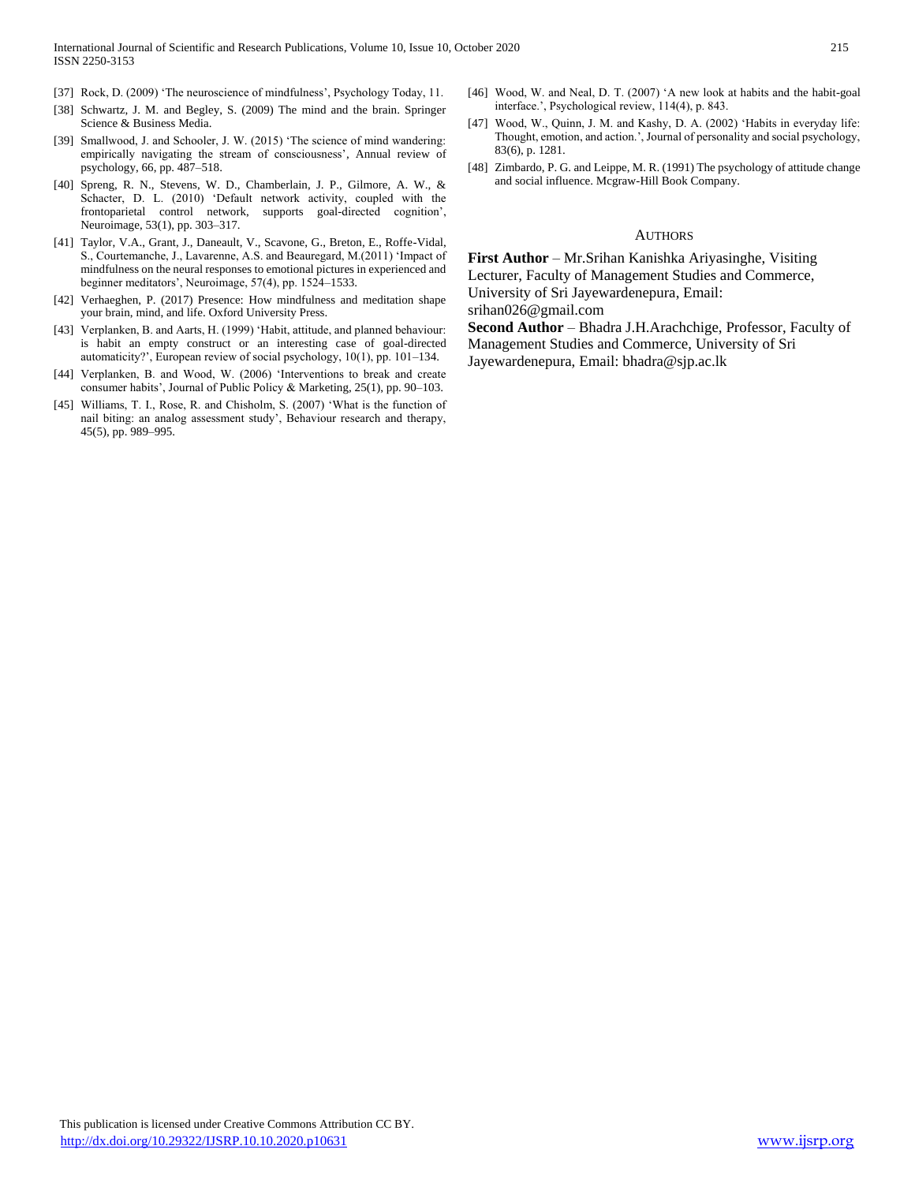[37] Rock, D. (2009) 'The neuroscience of mindfulness', Psychology Today, 11.

[38] Schwartz, J. M. and Begley, S. (2009) The mind and the brain. Springer Science & Business Media.

[39] Smallwood, J. and Schooler, J. W. (2015) 'The science of mind wandering: empirically navigating the stream of consciousness', Annual review of psychology, 66, pp. 487–518.

[40] Spreng, R. N., Stevens, W. D., Chamberlain, J. P., Gilmore, A. W., & Schacter, D. L. (2010) 'Default network activity, coupled with the frontoparietal control network, supports goal-directed cognition', Neuroimage, 53(1), pp. 303–317.

[41] Taylor, V.A., Grant, J., Daneault, V., Scavone, G., Breton, E., Roffe-Vidal, S., Courtemanche, J., Lavarenne, A.S. and Beauregard, M.(2011) 'Impact of mindfulness on the neural responses to emotional pictures in experienced and beginner meditators', Neuroimage, 57(4), pp. 1524–1533.

[42] Verhaeghen, P. (2017) Presence: How mindfulness and meditation shape your brain, mind, and life. Oxford University Press.

[43] Verplanken, B. and Aarts, H. (1999) 'Habit, attitude, and planned behaviour: is habit an empty construct or an interesting case of goal-directed automaticity?', European review of social psychology, 10(1), pp. 101–134.

[44] Verplanken, B. and Wood, W. (2006) 'Interventions to break and create consumer habits', Journal of Public Policy & Marketing, 25(1), pp. 90–103.

[45] Williams, T. I., Rose, R. and Chisholm, S. (2007) 'What is the function of nail biting: an analog assessment study', Behaviour research and therapy, 45(5), pp. 989–995.

[46] Wood, W. and Neal, D. T. (2007) 'A new look at habits and the habit-goal interface.', Psychological review, 114(4), p. 843.

[47] Wood, W., Quinn, J. M. and Kashy, D. A. (2002) 'Habits in everyday life: Thought, emotion, and action.', Journal of personality and social psychology, 83(6), p. 1281.

[48] Zimbardo, P. G. and Leippe, M. R. (1991) The psychology of attitude change and social influence. Mcgraw-Hill Book Company.

## Authors

**First Author** – Mr.Srihan Kanishka Ariyasinghe, Visiting Lecturer, Faculty of Management Studies and Commerce, University of Sri Jayewardenepura, Email: srihan026@gmail.com

**Second Author** – Bhadra J.H.Arachchige, Professor, Faculty of Management Studies and Commerce, University of Sri Jayewardenepura, Email: bhadra@sjp.ac.lk